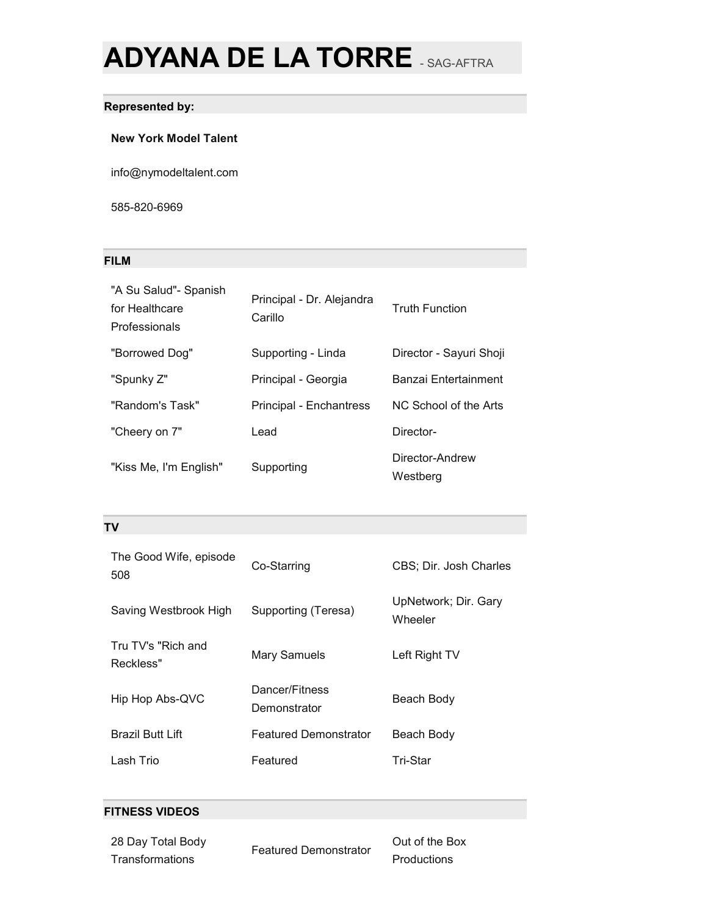# ADYANA DE LA TORRE - SAG-AFTRA

## Represented by:

**New York Model Talent**

info@nymodeltalent.com

585-820-6969

## FILM

| | | |
|---|---|---|
| "A Su Salud"- Spanish for Healthcare Professionals | Principal - Dr. Alejandra Carillo | Truth Function |
| "Borrowed Dog" | Supporting - Linda | Director - Sayuri Shoji |
| "Spunky Z" | Principal - Georgia | Banzai Entertainment |
| "Random's Task" | Principal - Enchantress | NC School of the Arts |
| "Cheery on 7" | Lead | Director- |
| "Kiss Me, I'm English" | Supporting | Director-Andrew Westberg |

## TV

| | | |
|---|---|---|
| The Good Wife, episode 508 | Co-Starring | CBS; Dir. Josh Charles |
| Saving Westbrook High | Supporting (Teresa) | UpNetwork; Dir. Gary Wheeler |
| Tru TV's "Rich and Reckless" | Mary Samuels | Left Right TV |
| Hip Hop Abs-QVC | Dancer/Fitness Demonstrator | Beach Body |
| Brazil Butt Lift | Featured Demonstrator | Beach Body |
| Lash Trio | Featured | Tri-Star |

## FITNESS VIDEOS

| | | |
|---|---|---|
| 28 Day Total Body Transformations | Featured Demonstrator | Out of the Box Productions |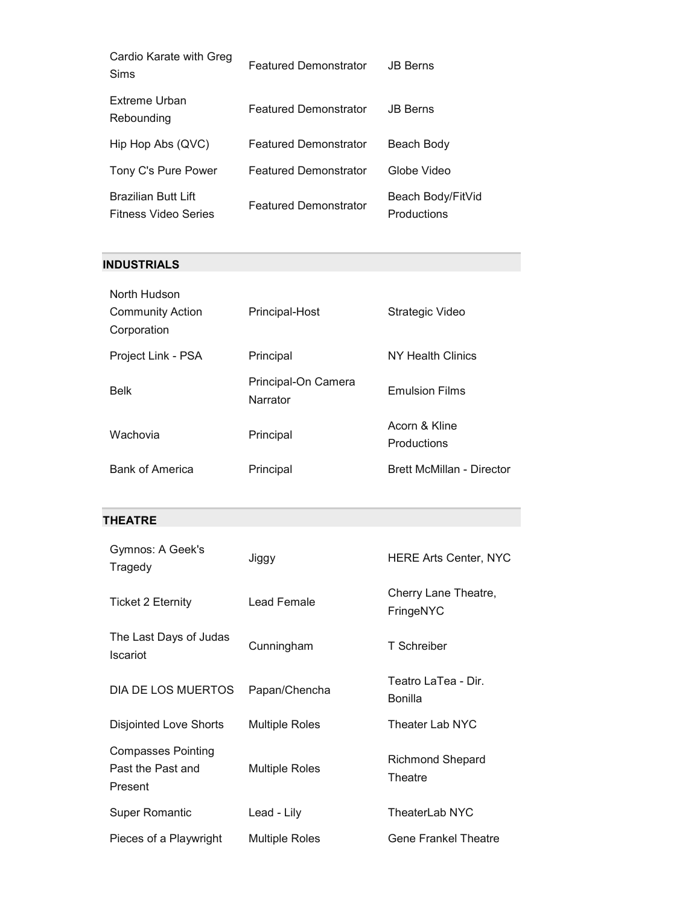| | | |
|---|---|---|
| Cardio Karate with Greg Sims | Featured Demonstrator | JB Berns |
| Extreme Urban Rebounding | Featured Demonstrator | JB Berns |
| Hip Hop Abs (QVC) | Featured Demonstrator | Beach Body |
| Tony C's Pure Power | Featured Demonstrator | Globe Video |
| Brazilian Butt Lift Fitness Video Series | Featured Demonstrator | Beach Body/FitVid Productions |

## INDUSTRIALS

| | | |
|---|---|---|
| North Hudson Community Action Corporation | Principal-Host | Strategic Video |
| Project Link - PSA | Principal | NY Health Clinics |
| Belk | Principal-On Camera Narrator | Emulsion Films |
| Wachovia | Principal | Acorn & Kline Productions |
| Bank of America | Principal | Brett McMillan - Director |

## THEATRE

| | | |
|---|---|---|
| Gymnos: A Geek's Tragedy | Jiggy | HERE Arts Center, NYC |
| Ticket 2 Eternity | Lead Female | Cherry Lane Theatre, FringeNYC |
| The Last Days of Judas Iscariot | Cunningham | T Schreiber |
| DIA DE LOS MUERTOS | Papan/Chencha | Teatro LaTea - Dir. Bonilla |
| Disjointed Love Shorts | Multiple Roles | Theater Lab NYC |
| Compasses Pointing Past the Past and Present | Multiple Roles | Richmond Shepard Theatre |
| Super Romantic | Lead - Lily | TheaterLab NYC |
| Pieces of a Playwright | Multiple Roles | Gene Frankel Theatre |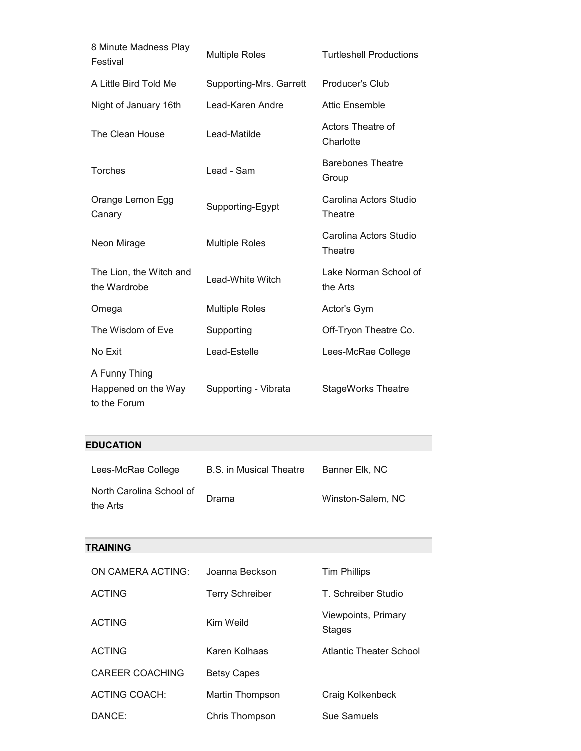| | | |
|---|---|---|
| 8 Minute Madness Play Festival | Multiple Roles | Turtleshell Productions |
| A Little Bird Told Me | Supporting-Mrs. Garrett | Producer's Club |
| Night of January 16th | Lead-Karen Andre | Attic Ensemble |
| The Clean House | Lead-Matilde | Actors Theatre of Charlotte |
| Torches | Lead - Sam | Barebones Theatre Group |
| Orange Lemon Egg Canary | Supporting-Egypt | Carolina Actors Studio Theatre |
| Neon Mirage | Multiple Roles | Carolina Actors Studio Theatre |
| The Lion, the Witch and the Wardrobe | Lead-White Witch | Lake Norman School of the Arts |
| Omega | Multiple Roles | Actor's Gym |
| The Wisdom of Eve | Supporting | Off-Tryon Theatre Co. |
| No Exit | Lead-Estelle | Lees-McRae College |
| A Funny Thing Happened on the Way to the Forum | Supporting - Vibrata | StageWorks Theatre |

## EDUCATION

| | | |
|---|---|---|
| Lees-McRae College | B.S. in Musical Theatre | Banner Elk, NC |
| North Carolina School of the Arts | Drama | Winston-Salem, NC |

## TRAINING

| | | |
|---|---|---|
| ON CAMERA ACTING: | Joanna Beckson | Tim Phillips |
| ACTING | Terry Schreiber | T. Schreiber Studio |
| ACTING | Kim Weild | Viewpoints, Primary Stages |
| ACTING | Karen Kolhaas | Atlantic Theater School |
| CAREER COACHING | Betsy Capes | |
| ACTING COACH: | Martin Thompson | Craig Kolkenbeck |
| DANCE: | Chris Thompson | Sue Samuels |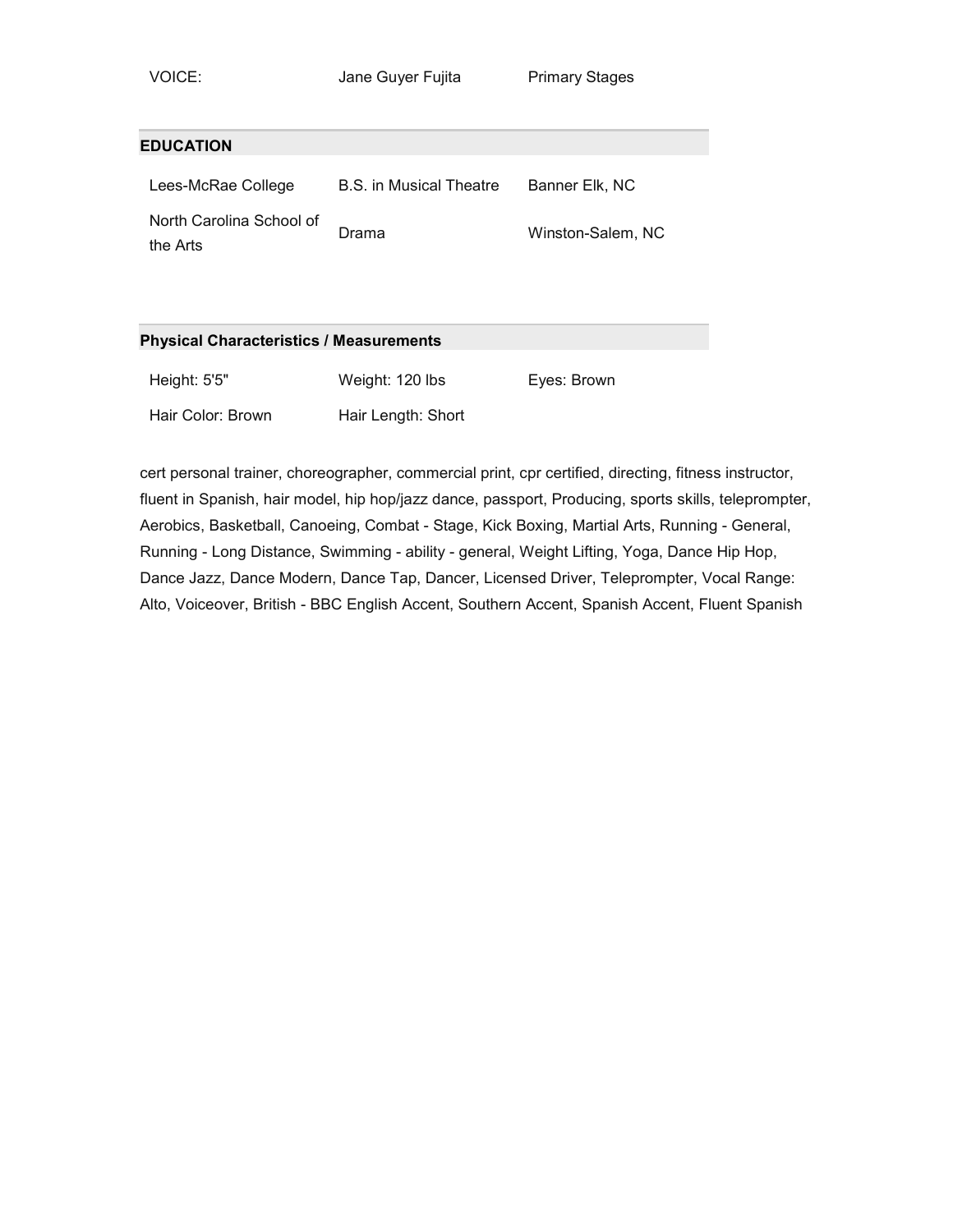| | | |
|---|---|---|
| VOICE: | Jane Guyer Fujita | Primary Stages |

## EDUCATION

| | | |
|---|---|---|
| Lees-McRae College | B.S. in Musical Theatre | Banner Elk, NC |
| North Carolina School of the Arts | Drama | Winston-Salem, NC |

## Physical Characteristics / Measurements

| | | |
|---|---|---|
| Height: 5'5" | Weight: 120 lbs | Eyes: Brown |
| Hair Color: Brown | Hair Length: Short | |

cert personal trainer, choreographer, commercial print, cpr certified, directing, fitness instructor, fluent in Spanish, hair model, hip hop/jazz dance, passport, Producing, sports skills, teleprompter, Aerobics, Basketball, Canoeing, Combat - Stage, Kick Boxing, Martial Arts, Running - General, Running - Long Distance, Swimming - ability - general, Weight Lifting, Yoga, Dance Hip Hop, Dance Jazz, Dance Modern, Dance Tap, Dancer, Licensed Driver, Teleprompter, Vocal Range: Alto, Voiceover, British - BBC English Accent, Southern Accent, Spanish Accent, Fluent Spanish